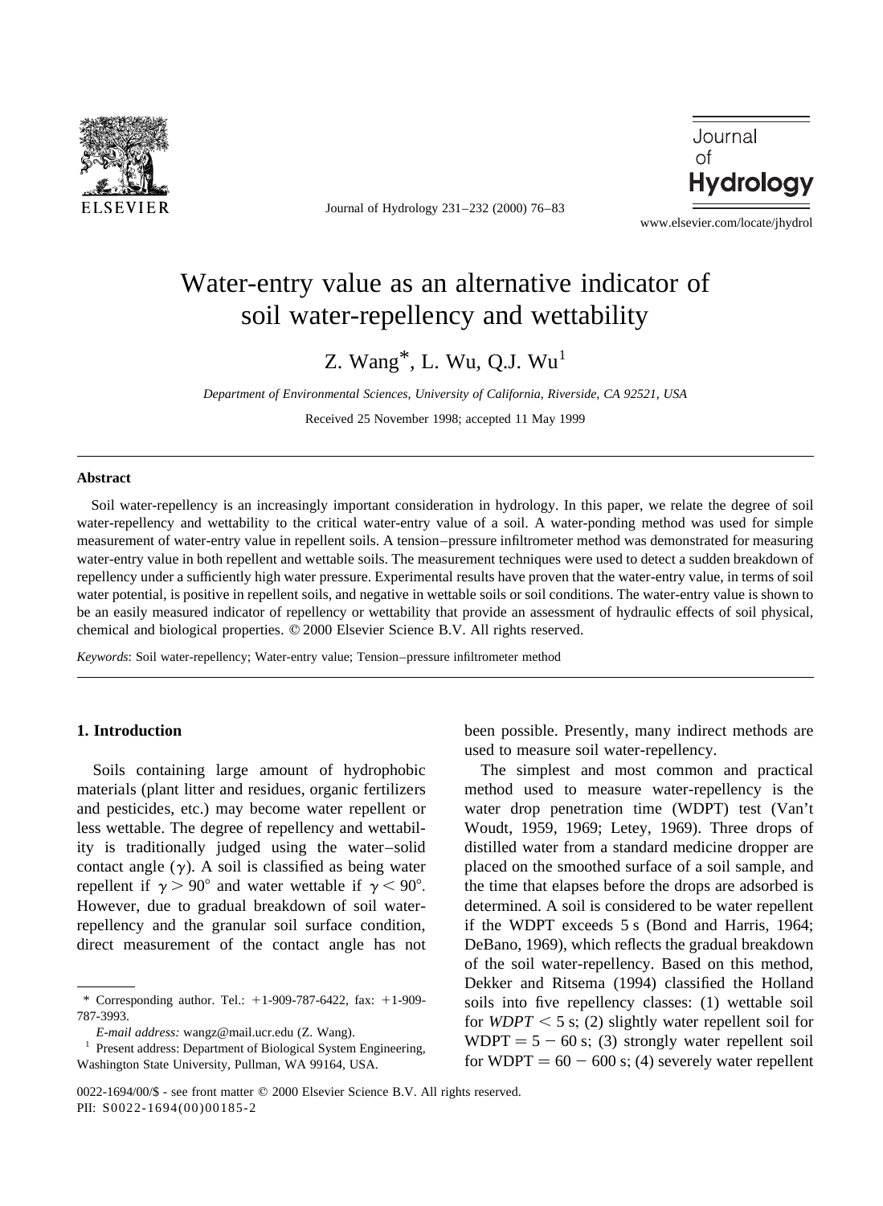# Water-entry value as an alternative indicator of soil water-repellency and wettability

Z. Wang*, L. Wu, Q.J. Wu[1]

*Department of Environmental Sciences, University of California, Riverside, CA 92521, USA*

Received 25 November 1998; accepted 11 May 1999

## Abstract

Soil water-repellency is an increasingly important consideration in hydrology. In this paper, we relate the degree of soil water-repellency and wettability to the critical water-entry value of a soil. A water-ponding method was used for simple measurement of water-entry value in repellent soils. A tension–pressure infiltrometer method was demonstrated for measuring water-entry value in both repellent and wettable soils. The measurement techniques were used to detect a sudden breakdown of repellency under a sufficiently high water pressure. Experimental results have proven that the water-entry value, in terms of soil water potential, is positive in repellent soils, and negative in wettable soils or soil conditions. The water-entry value is shown to be an easily measured indicator of repellency or wettability that provide an assessment of hydraulic effects of soil physical, chemical and biological properties. © 2000 Elsevier Science B.V. All rights reserved.

*Keywords*: Soil water-repellency; Water-entry value; Tension–pressure infiltrometer method

## 1. Introduction

Soils containing large amount of hydrophobic materials (plant litter and residues, organic fertilizers and pesticides, etc.) may become water repellent or less wettable. The degree of repellency and wettability is traditionally judged using the water–solid contact angle ($\gamma$). A soil is classified as being water repellent if $\gamma > 90°$ and water wettable if $\gamma < 90°$. However, due to gradual breakdown of soil water-repellency and the granular soil surface condition, direct measurement of the contact angle has not been possible. Presently, many indirect methods are used to measure soil water-repellency.

The simplest and most common and practical method used to measure water-repellency is the water drop penetration time (WDPT) test (Van't Woudt, 1959, 1969; Letey, 1969). Three drops of distilled water from a standard medicine dropper are placed on the smoothed surface of a soil sample, and the time that elapses before the drops are adsorbed is determined. A soil is considered to be water repellent if the WDPT exceeds 5 s (Bond and Harris, 1964; DeBano, 1969), which reflects the gradual breakdown of the soil water-repellency. Based on this method, Dekker and Ritsema (1994) classified the Holland soils into five repellency classes: (1) wettable soil for $WDPT < 5$ s; (2) slightly water repellent soil for $\text{WDPT} = 5 - 60$ s; (3) strongly water repellent soil for $\text{WDPT} = 60 - 600$ s; (4) severely water repellent

\* Corresponding author. Tel.: +1-909-787-6422, fax: +1-909-787-3993.

*E-mail address:* wangz@mail.ucr.edu (Z. Wang).

[1] Present address: Department of Biological System Engineering, Washington State University, Pullman, WA 99164, USA.

0022-1694/00/$ - see front matter © 2000 Elsevier Science B.V. All rights reserved.
PII: S0022-1694(00)00185-2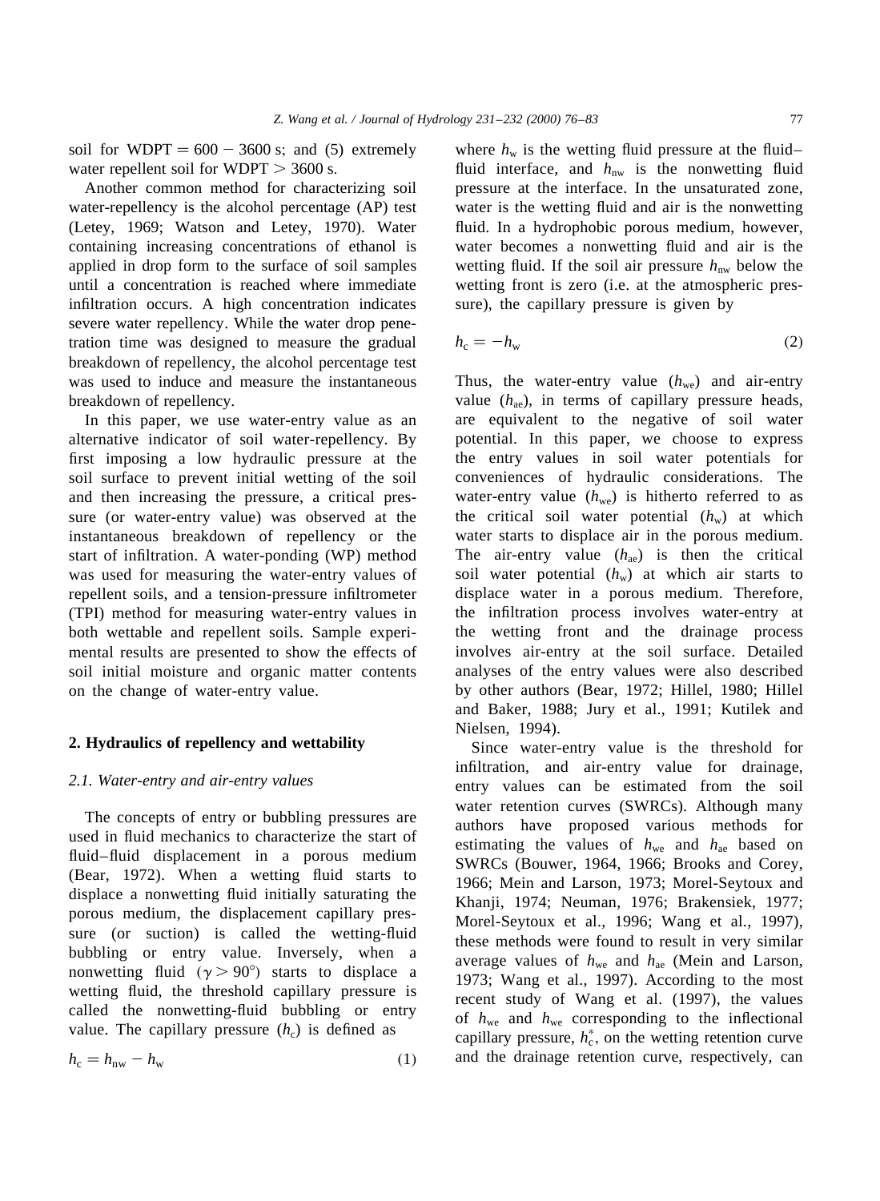soil for WDPT = 600 − 3600 s; and (5) extremely water repellent soil for WDPT > 3600 s.

Another common method for characterizing soil water-repellency is the alcohol percentage (AP) test (Letey, 1969; Watson and Letey, 1970). Water containing increasing concentrations of ethanol is applied in drop form to the surface of soil samples until a concentration is reached where immediate infiltration occurs. A high concentration indicates severe water repellency. While the water drop penetration time was designed to measure the gradual breakdown of repellency, the alcohol percentage test was used to induce and measure the instantaneous breakdown of repellency.

In this paper, we use water-entry value as an alternative indicator of soil water-repellency. By first imposing a low hydraulic pressure at the soil surface to prevent initial wetting of the soil and then increasing the pressure, a critical pressure (or water-entry value) was observed at the instantaneous breakdown of repellency or the start of infiltration. A water-ponding (WP) method was used for measuring the water-entry values of repellent soils, and a tension-pressure infiltrometer (TPI) method for measuring water-entry values in both wettable and repellent soils. Sample experimental results are presented to show the effects of soil initial moisture and organic matter contents on the change of water-entry value.

## 2. Hydraulics of repellency and wettability

### 2.1. Water-entry and air-entry values

The concepts of entry or bubbling pressures are used in fluid mechanics to characterize the start of fluid–fluid displacement in a porous medium (Bear, 1972). When a wetting fluid starts to displace a nonwetting fluid initially saturating the porous medium, the displacement capillary pressure (or suction) is called the wetting-fluid bubbling or entry value. Inversely, when a nonwetting fluid ($\gamma > 90°$) starts to displace a wetting fluid, the threshold capillary pressure is called the nonwetting-fluid bubbling or entry value. The capillary pressure ($h_c$) is defined as

$$h_c = h_{nw} - h_w \tag{1}$$

where $h_w$ is the wetting fluid pressure at the fluid–fluid interface, and $h_{nw}$ is the nonwetting fluid pressure at the interface. In the unsaturated zone, water is the wetting fluid and air is the nonwetting fluid. In a hydrophobic porous medium, however, water becomes a nonwetting fluid and air is the wetting fluid. If the soil air pressure $h_{nw}$ below the wetting front is zero (i.e. at the atmospheric pressure), the capillary pressure is given by

$$h_c = -h_w \tag{2}$$

Thus, the water-entry value ($h_{we}$) and air-entry value ($h_{ae}$), in terms of capillary pressure heads, are equivalent to the negative of soil water potential. In this paper, we choose to express the entry values in soil water potentials for conveniences of hydraulic considerations. The water-entry value ($h_{we}$) is hitherto referred to as the critical soil water potential ($h_w$) at which water starts to displace air in the porous medium. The air-entry value ($h_{ae}$) is then the critical soil water potential ($h_w$) at which air starts to displace water in a porous medium. Therefore, the infiltration process involves water-entry at the wetting front and the drainage process involves air-entry at the soil surface. Detailed analyses of the entry values were also described by other authors (Bear, 1972; Hillel, 1980; Hillel and Baker, 1988; Jury et al., 1991; Kutilek and Nielsen, 1994).

Since water-entry value is the threshold for infiltration, and air-entry value for drainage, entry values can be estimated from the soil water retention curves (SWRCs). Although many authors have proposed various methods for estimating the values of $h_{we}$ and $h_{ae}$ based on SWRCs (Bouwer, 1964, 1966; Brooks and Corey, 1966; Mein and Larson, 1973; Morel-Seytoux and Khanji, 1974; Neuman, 1976; Brakensiek, 1977; Morel-Seytoux et al., 1996; Wang et al., 1997), these methods were found to result in very similar average values of $h_{we}$ and $h_{ae}$ (Mein and Larson, 1973; Wang et al., 1997). According to the most recent study of Wang et al. (1997), the values of $h_{we}$ and $h_{we}$ corresponding to the inflectional capillary pressure, $h_c^*$, on the wetting retention curve and the drainage retention curve, respectively, can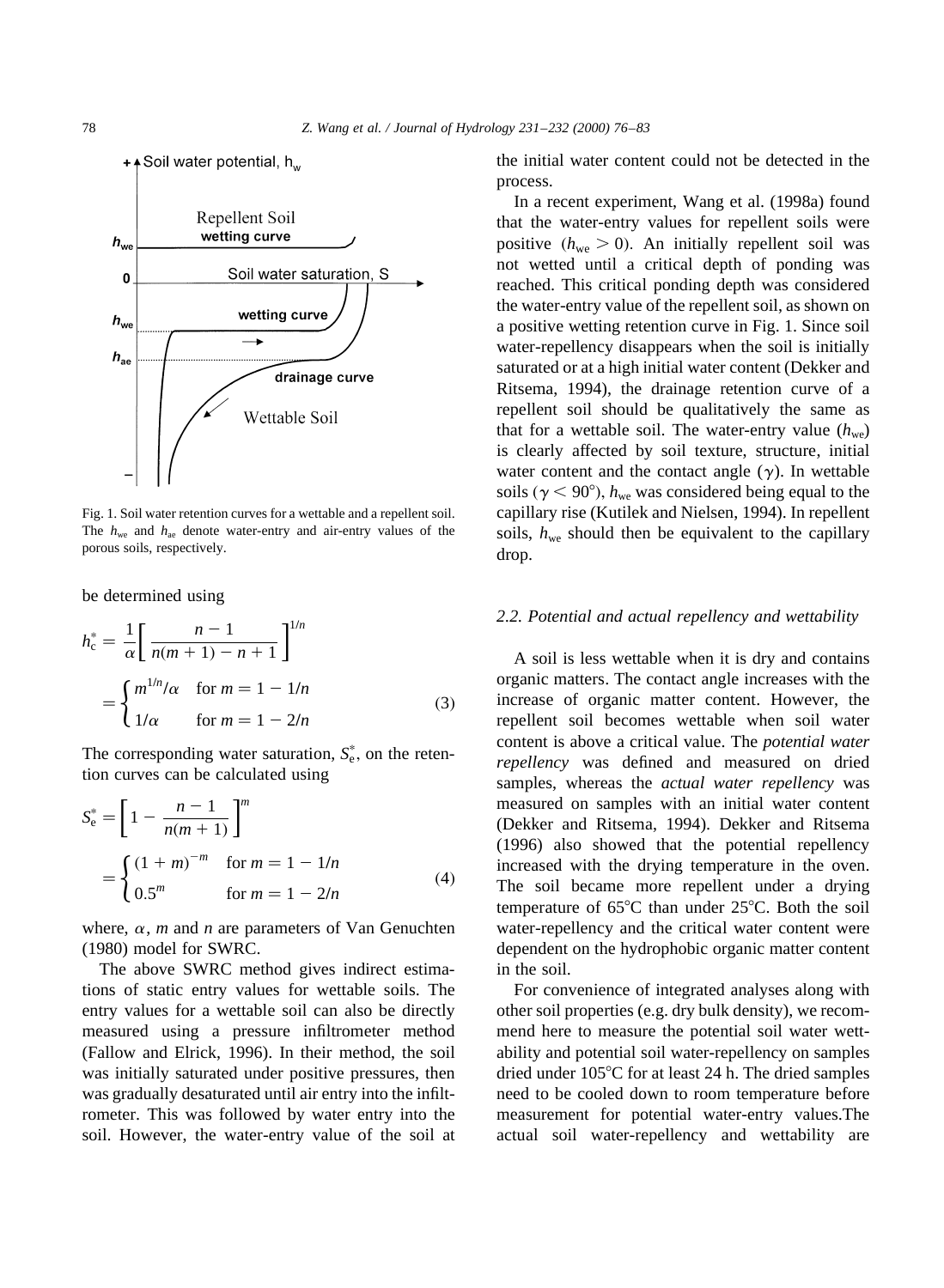Fig. 1. Soil water retention curves for a wettable and a repellent soil. The $h_{we}$ and $h_{ae}$ denote water-entry and air-entry values of the porous soils, respectively.

be determined using

$$h_c^* = \frac{1}{\alpha}\left[\frac{n-1}{n(m+1)-n+1}\right]^{1/n} = \begin{cases} m^{1/n}/\alpha & \text{for } m = 1 - 1/n \\ 1/\alpha & \text{for } m = 1 - 2/n \end{cases} \tag{3}$$

The corresponding water saturation, $S_e^*$, on the retention curves can be calculated using

$$S_e^* = \left[1 - \frac{n-1}{n(m+1)}\right]^m = \begin{cases} (1+m)^{-m} & \text{for } m = 1 - 1/n \\ 0.5^m & \text{for } m = 1 - 2/n \end{cases} \tag{4}$$

where, $\alpha$, $m$ and $n$ are parameters of Van Genuchten (1980) model for SWRC.

The above SWRC method gives indirect estimations of static entry values for wettable soils. The entry values for a wettable soil can also be directly measured using a pressure infiltrometer method (Fallow and Elrick, 1996). In their method, the soil was initially saturated under positive pressures, then was gradually desaturated until air entry into the infiltrometer. This was followed by water entry into the soil. However, the water-entry value of the soil at the initial water content could not be detected in the process.

In a recent experiment, Wang et al. (1998a) found that the water-entry values for repellent soils were positive ($h_{we} > 0$). An initially repellent soil was not wetted until a critical depth of ponding was reached. This critical ponding depth was considered the water-entry value of the repellent soil, as shown on a positive wetting retention curve in Fig. 1. Since soil water-repellency disappears when the soil is initially saturated or at a high initial water content (Dekker and Ritsema, 1994), the drainage retention curve of a repellent soil should be qualitatively the same as that for a wettable soil. The water-entry value ($h_{we}$) is clearly affected by soil texture, structure, initial water content and the contact angle ($\gamma$). In wettable soils ($\gamma < 90°$), $h_{we}$ was considered being equal to the capillary rise (Kutilek and Nielsen, 1994). In repellent soils, $h_{we}$ should then be equivalent to the capillary drop.

### 2.2. Potential and actual repellency and wettability

A soil is less wettable when it is dry and contains organic matters. The contact angle increases with the increase of organic matter content. However, the repellent soil becomes wettable when soil water content is above a critical value. The *potential water repellency* was defined and measured on dried samples, whereas the *actual water repellency* was measured on samples with an initial water content (Dekker and Ritsema, 1994). Dekker and Ritsema (1996) also showed that the potential repellency increased with the drying temperature in the oven. The soil became more repellent under a drying temperature of 65°C than under 25°C. Both the soil water-repellency and the critical water content were dependent on the hydrophobic organic matter content in the soil.

For convenience of integrated analyses along with other soil properties (e.g. dry bulk density), we recommend here to measure the potential soil water wettability and potential soil water-repellency on samples dried under 105°C for at least 24 h. The dried samples need to be cooled down to room temperature before measurement for potential water-entry values.The actual soil water-repellency and wettability are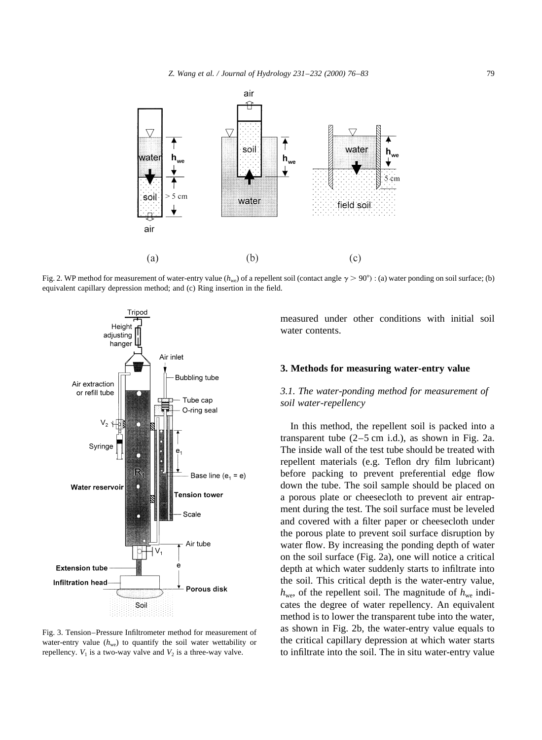Fig. 2. WP method for measurement of water-entry value ($h_{we}$) of a repellent soil (contact angle $\gamma > 90°$) : (a) water ponding on soil surface; (b) equivalent capillary depression method; and (c) Ring insertion in the field.

Fig. 3. Tension–Pressure Infiltrometer method for measurement of water-entry value ($h_{we}$) to quantify the soil water wettability or repellency. $V_1$ is a two-way valve and $V_2$ is a three-way valve.

measured under other conditions with initial soil water contents.

## 3. Methods for measuring water-entry value

### *3.1. The water-ponding method for measurement of soil water-repellency*

In this method, the repellent soil is packed into a transparent tube (2–5 cm i.d.), as shown in Fig. 2a. The inside wall of the test tube should be treated with repellent materials (e.g. Teflon dry film lubricant) before packing to prevent preferential edge flow down the tube. The soil sample should be placed on a porous plate or cheesecloth to prevent air entrapment during the test. The soil surface must be leveled and covered with a filter paper or cheesecloth under the porous plate to prevent soil surface disruption by water flow. By increasing the ponding depth of water on the soil surface (Fig. 2a), one will notice a critical depth at which water suddenly starts to infiltrate into the soil. This critical depth is the water-entry value, $h_{we}$, of the repellent soil. The magnitude of $h_{we}$ indicates the degree of water repellency. An equivalent method is to lower the transparent tube into the water, as shown in Fig. 2b, the water-entry value equals to the critical capillary depression at which water starts to infiltrate into the soil. The in situ water-entry value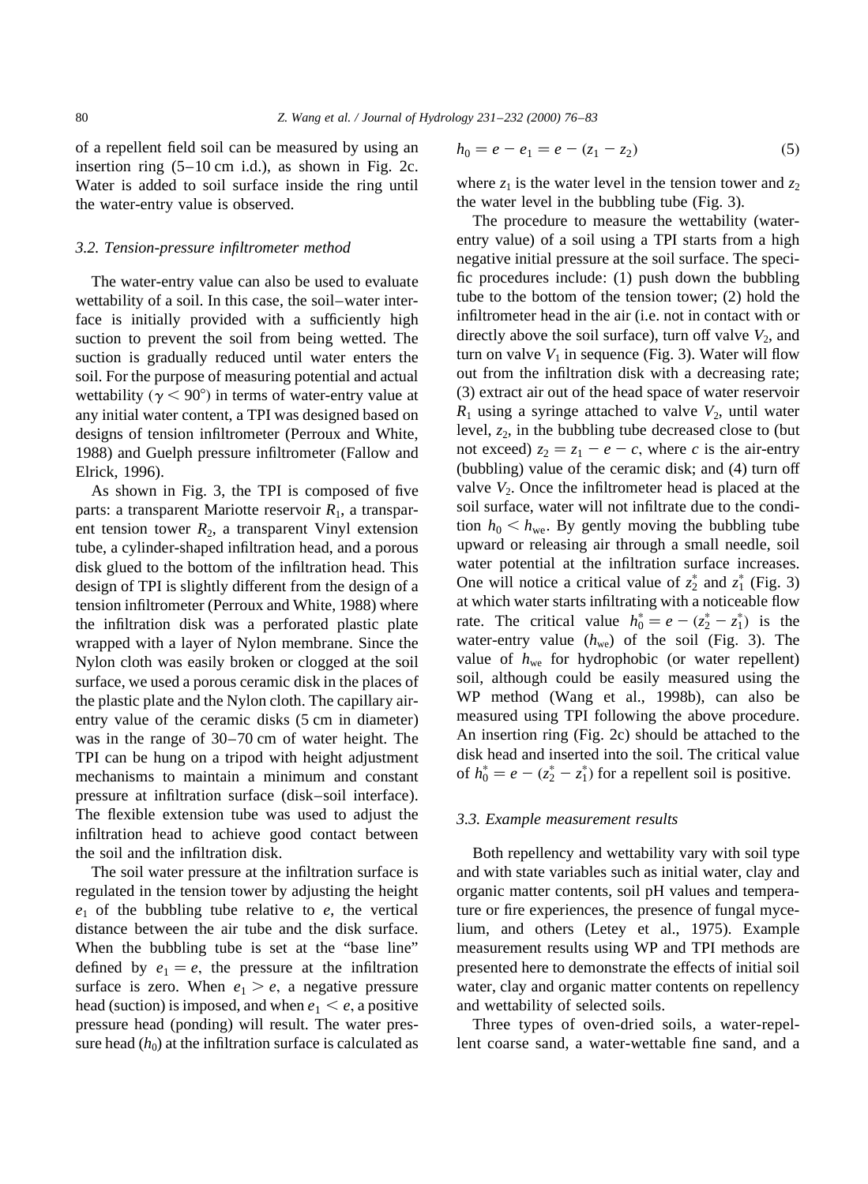of a repellent field soil can be measured by using an insertion ring (5–10 cm i.d.), as shown in Fig. 2c. Water is added to soil surface inside the ring until the water-entry value is observed.

### 3.2. Tension-pressure infiltrometer method

The water-entry value can also be used to evaluate wettability of a soil. In this case, the soil–water interface is initially provided with a sufficiently high suction to prevent the soil from being wetted. The suction is gradually reduced until water enters the soil. For the purpose of measuring potential and actual wettability ($\gamma < 90°$) in terms of water-entry value at any initial water content, a TPI was designed based on designs of tension infiltrometer (Perroux and White, 1988) and Guelph pressure infiltrometer (Fallow and Elrick, 1996).

As shown in Fig. 3, the TPI is composed of five parts: a transparent Mariotte reservoir $R_1$, a transparent tension tower $R_2$, a transparent Vinyl extension tube, a cylinder-shaped infiltration head, and a porous disk glued to the bottom of the infiltration head. This design of TPI is slightly different from the design of a tension infiltrometer (Perroux and White, 1988) where the infiltration disk was a perforated plastic plate wrapped with a layer of Nylon membrane. Since the Nylon cloth was easily broken or clogged at the soil surface, we used a porous ceramic disk in the places of the plastic plate and the Nylon cloth. The capillary air-entry value of the ceramic disks (5 cm in diameter) was in the range of 30–70 cm of water height. The TPI can be hung on a tripod with height adjustment mechanisms to maintain a minimum and constant pressure at infiltration surface (disk–soil interface). The flexible extension tube was used to adjust the infiltration head to achieve good contact between the soil and the infiltration disk.

The soil water pressure at the infiltration surface is regulated in the tension tower by adjusting the height $e_1$ of the bubbling tube relative to $e$, the vertical distance between the air tube and the disk surface. When the bubbling tube is set at the "base line" defined by $e_1 = e$, the pressure at the infiltration surface is zero. When $e_1 > e$, a negative pressure head (suction) is imposed, and when $e_1 < e$, a positive pressure head (ponding) will result. The water pressure head ($h_0$) at the infiltration surface is calculated as

$$h_0 = e - e_1 = e - (z_1 - z_2) \tag{5}$$

where $z_1$ is the water level in the tension tower and $z_2$ the water level in the bubbling tube (Fig. 3).

The procedure to measure the wettability (water-entry value) of a soil using a TPI starts from a high negative initial pressure at the soil surface. The specific procedures include: (1) push down the bubbling tube to the bottom of the tension tower; (2) hold the infiltrometer head in the air (i.e. not in contact with or directly above the soil surface), turn off valve $V_2$, and turn on valve $V_1$ in sequence (Fig. 3). Water will flow out from the infiltration disk with a decreasing rate; (3) extract air out of the head space of water reservoir $R_1$ using a syringe attached to valve $V_2$, until water level, $z_2$, in the bubbling tube decreased close to (but not exceed) $z_2 = z_1 - e - c$, where $c$ is the air-entry (bubbling) value of the ceramic disk; and (4) turn off valve $V_2$. Once the infiltrometer head is placed at the soil surface, water will not infiltrate due to the condition $h_0 < h_{we}$. By gently moving the bubbling tube upward or releasing air through a small needle, soil water potential at the infiltration surface increases. One will notice a critical value of $z_2^*$ and $z_1^*$ (Fig. 3) at which water starts infiltrating with a noticeable flow rate. The critical value $h_0^* = e - (z_2^* - z_1^*)$ is the water-entry value ($h_{we}$) of the soil (Fig. 3). The value of $h_{we}$ for hydrophobic (or water repellent) soil, although could be easily measured using the WP method (Wang et al., 1998b), can also be measured using TPI following the above procedure. An insertion ring (Fig. 2c) should be attached to the disk head and inserted into the soil. The critical value of $h_0^* = e - (z_2^* - z_1^*)$ for a repellent soil is positive.

### 3.3. Example measurement results

Both repellency and wettability vary with soil type and with state variables such as initial water, clay and organic matter contents, soil pH values and temperature or fire experiences, the presence of fungal mycelium, and others (Letey et al., 1975). Example measurement results using WP and TPI methods are presented here to demonstrate the effects of initial soil water, clay and organic matter contents on repellency and wettability of selected soils.

Three types of oven-dried soils, a water-repellent coarse sand, a water-wettable fine sand, and a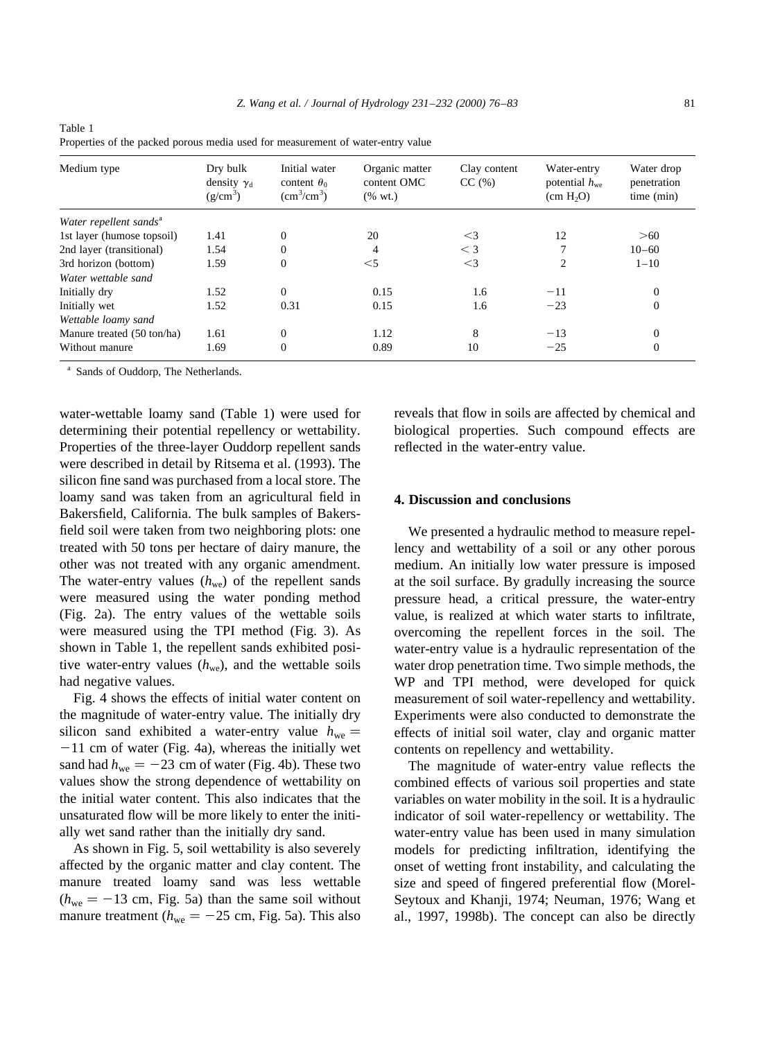Table 1
Properties of the packed porous media used for measurement of water-entry value

| Medium type | Dry bulk density $\gamma_d$ (g/cm$^3$) | Initial water content $\theta_0$ (cm$^3$/cm$^3$) | Organic matter content OMC (% wt.) | Clay content CC (%) | Water-entry potential $h_{we}$ (cm $H_2O$) | Water drop penetration time (min) |
|---|---|---|---|---|---|---|
| *Water repellent sands*[a] | | | | | | |
| 1st layer (humose topsoil) | 1.41 | 0 | 20 | <3 | 12 | >60 |
| 2nd layer (transitional) | 1.54 | 0 | 4 | < 3 | 7 | 10–60 |
| 3rd horizon (bottom) | 1.59 | 0 | <5 | <3 | 2 | 1–10 |
| *Water wettable sand* | | | | | | |
| Initially dry | 1.52 | 0 | 0.15 | 1.6 | −11 | 0 |
| Initially wet | 1.52 | 0.31 | 0.15 | 1.6 | −23 | 0 |
| *Wettable loamy sand* | | | | | | |
| Manure treated (50 ton/ha) | 1.61 | 0 | 1.12 | 8 | −13 | 0 |
| Without manure | 1.69 | 0 | 0.89 | 10 | −25 | 0 |

[a] Sands of Ouddorp, The Netherlands.

water-wettable loamy sand (Table 1) were used for determining their potential repellency or wettability. Properties of the three-layer Ouddorp repellent sands were described in detail by Ritsema et al. (1993). The silicon fine sand was purchased from a local store. The loamy sand was taken from an agricultural field in Bakersfield, California. The bulk samples of Bakersfield soil were taken from two neighboring plots: one treated with 50 tons per hectare of dairy manure, the other was not treated with any organic amendment. The water-entry values ($h_{we}$) of the repellent sands were measured using the water ponding method (Fig. 2a). The entry values of the wettable soils were measured using the TPI method (Fig. 3). As shown in Table 1, the repellent sands exhibited positive water-entry values ($h_{we}$), and the wettable soils had negative values.

Fig. 4 shows the effects of initial water content on the magnitude of water-entry value. The initially dry silicon sand exhibited a water-entry value $h_{we} = -11$ cm of water (Fig. 4a), whereas the initially wet sand had $h_{we} = -23$ cm of water (Fig. 4b). These two values show the strong dependence of wettability on the initial water content. This also indicates that the unsaturated flow will be more likely to enter the initially wet sand rather than the initially dry sand.

As shown in Fig. 5, soil wettability is also severely affected by the organic matter and clay content. The manure treated loamy sand was less wettable ($h_{we} = -13$ cm, Fig. 5a) than the same soil without manure treatment ($h_{we} = -25$ cm, Fig. 5a). This also reveals that flow in soils are affected by chemical and biological properties. Such compound effects are reflected in the water-entry value.

## 4. Discussion and conclusions

We presented a hydraulic method to measure repellency and wettability of a soil or any other porous medium. An initially low water pressure is imposed at the soil surface. By gradually increasing the source pressure head, a critical pressure, the water-entry value, is realized at which water starts to infiltrate, overcoming the repellent forces in the soil. The water-entry value is a hydraulic representation of the water drop penetration time. Two simple methods, the WP and TPI method, were developed for quick measurement of soil water-repellency and wettability. Experiments were also conducted to demonstrate the effects of initial soil water, clay and organic matter contents on repellency and wettability.

The magnitude of water-entry value reflects the combined effects of various soil properties and state variables on water mobility in the soil. It is a hydraulic indicator of soil water-repellency or wettability. The water-entry value has been used in many simulation models for predicting infiltration, identifying the onset of wetting front instability, and calculating the size and speed of fingered preferential flow (Morel-Seytoux and Khanji, 1974; Neuman, 1976; Wang et al., 1997, 1998b). The concept can also be directly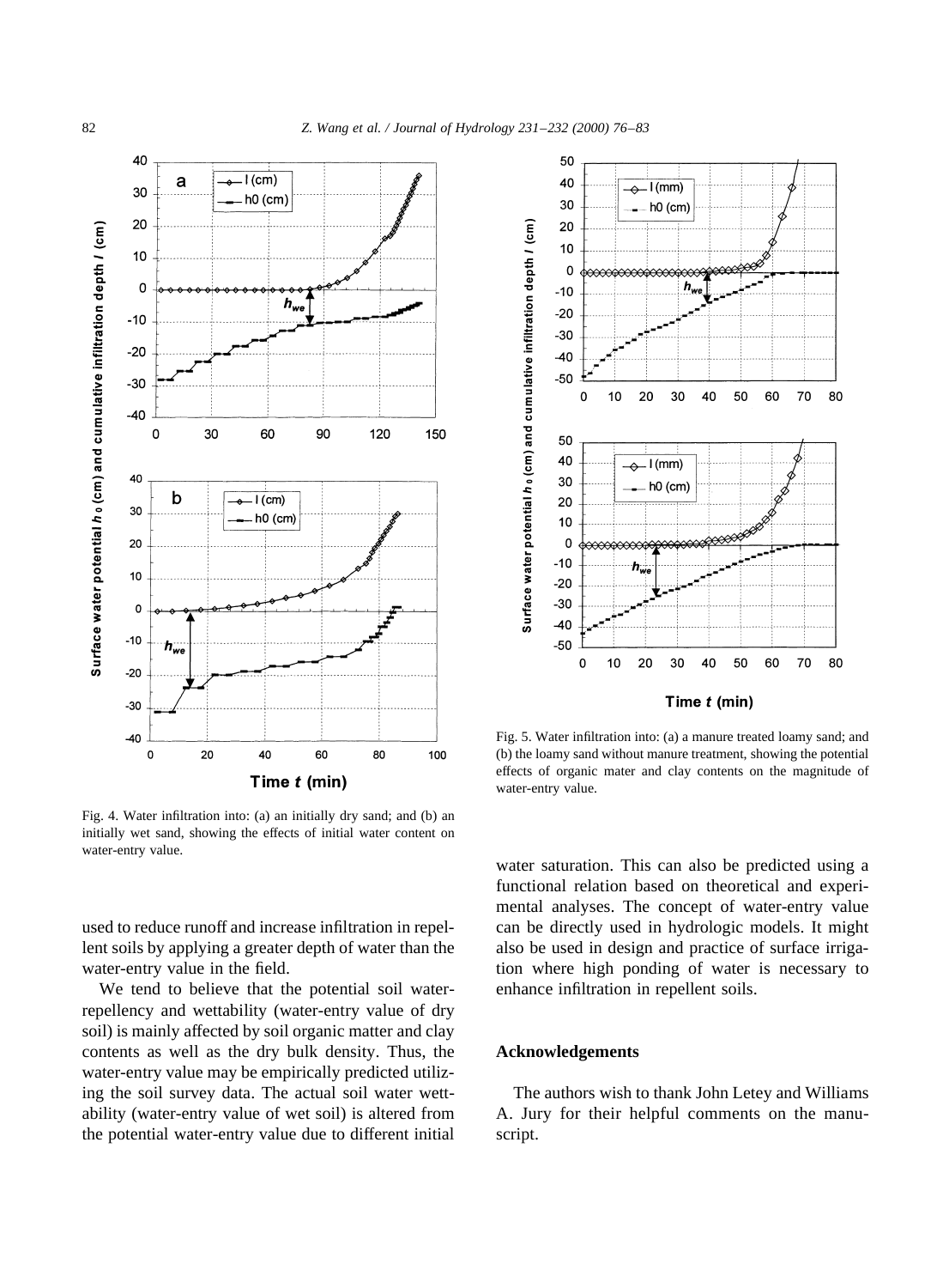Fig. 4. Water infiltration into: (a) an initially dry sand; and (b) an initially wet sand, showing the effects of initial water content on water-entry value.

Fig. 5. Water infiltration into: (a) a manure treated loamy sand; and (b) the loamy sand without manure treatment, showing the potential effects of organic mater and clay contents on the magnitude of water-entry value.

used to reduce runoff and increase infiltration in repellent soils by applying a greater depth of water than the water-entry value in the field.

We tend to believe that the potential soil water-repellency and wettability (water-entry value of dry soil) is mainly affected by soil organic matter and clay contents as well as the dry bulk density. Thus, the water-entry value may be empirically predicted utilizing the soil survey data. The actual soil water wettability (water-entry value of wet soil) is altered from the potential water-entry value due to different initial water saturation. This can also be predicted using a functional relation based on theoretical and experimental analyses. The concept of water-entry value can be directly used in hydrologic models. It might also be used in design and practice of surface irrigation where high ponding of water is necessary to enhance infiltration in repellent soils.

## Acknowledgements

The authors wish to thank John Letey and Williams A. Jury for their helpful comments on the manuscript.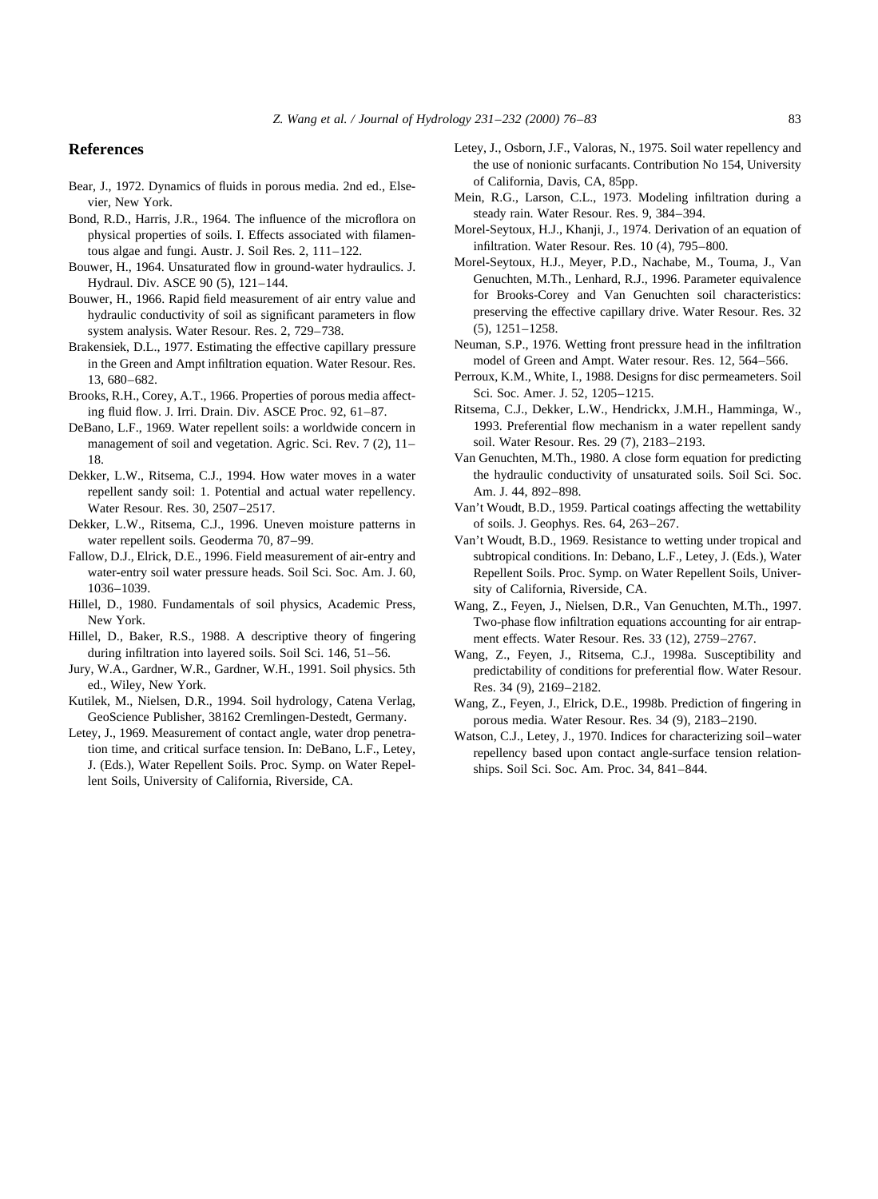## References

Bear, J., 1972. Dynamics of fluids in porous media. 2nd ed., Elsevier, New York.

Bond, R.D., Harris, J.R., 1964. The influence of the microflora on physical properties of soils. I. Effects associated with filamentous algae and fungi. Austr. J. Soil Res. 2, 111–122.

Bouwer, H., 1964. Unsaturated flow in ground-water hydraulics. J. Hydraul. Div. ASCE 90 (5), 121–144.

Bouwer, H., 1966. Rapid field measurement of air entry value and hydraulic conductivity of soil as significant parameters in flow system analysis. Water Resour. Res. 2, 729–738.

Brakensiek, D.L., 1977. Estimating the effective capillary pressure in the Green and Ampt infiltration equation. Water Resour. Res. 13, 680–682.

Brooks, R.H., Corey, A.T., 1966. Properties of porous media affecting fluid flow. J. Irri. Drain. Div. ASCE Proc. 92, 61–87.

DeBano, L.F., 1969. Water repellent soils: a worldwide concern in management of soil and vegetation. Agric. Sci. Rev. 7 (2), 11–18.

Dekker, L.W., Ritsema, C.J., 1994. How water moves in a water repellent sandy soil: 1. Potential and actual water repellency. Water Resour. Res. 30, 2507–2517.

Dekker, L.W., Ritsema, C.J., 1996. Uneven moisture patterns in water repellent soils. Geoderma 70, 87–99.

Fallow, D.J., Elrick, D.E., 1996. Field measurement of air-entry and water-entry soil water pressure heads. Soil Sci. Soc. Am. J. 60, 1036–1039.

Hillel, D., 1980. Fundamentals of soil physics, Academic Press, New York.

Hillel, D., Baker, R.S., 1988. A descriptive theory of fingering during infiltration into layered soils. Soil Sci. 146, 51–56.

Jury, W.A., Gardner, W.R., Gardner, W.H., 1991. Soil physics. 5th ed., Wiley, New York.

Kutilek, M., Nielsen, D.R., 1994. Soil hydrology, Catena Verlag, GeoScience Publisher, 38162 Cremlingen-Destedt, Germany.

Letey, J., 1969. Measurement of contact angle, water drop penetration time, and critical surface tension. In: DeBano, L.F., Letey, J. (Eds.), Water Repellent Soils. Proc. Symp. on Water Repellent Soils, University of California, Riverside, CA.

Letey, J., Osborn, J.F., Valoras, N., 1975. Soil water repellency and the use of nonionic surfacants. Contribution No 154, University of California, Davis, CA, 85pp.

Mein, R.G., Larson, C.L., 1973. Modeling infiltration during a steady rain. Water Resour. Res. 9, 384–394.

Morel-Seytoux, H.J., Khanji, J., 1974. Derivation of an equation of infiltration. Water Resour. Res. 10 (4), 795–800.

Morel-Seytoux, H.J., Meyer, P.D., Nachabe, M., Touma, J., Van Genuchten, M.Th., Lenhard, R.J., 1996. Parameter equivalence for Brooks-Corey and Van Genuchten soil characteristics: preserving the effective capillary drive. Water Resour. Res. 32 (5), 1251–1258.

Neuman, S.P., 1976. Wetting front pressure head in the infiltration model of Green and Ampt. Water resour. Res. 12, 564–566.

Perroux, K.M., White, I., 1988. Designs for disc permeameters. Soil Sci. Soc. Amer. J. 52, 1205–1215.

Ritsema, C.J., Dekker, L.W., Hendrickx, J.M.H., Hamminga, W., 1993. Preferential flow mechanism in a water repellent sandy soil. Water Resour. Res. 29 (7), 2183–2193.

Van Genuchten, M.Th., 1980. A close form equation for predicting the hydraulic conductivity of unsaturated soils. Soil Sci. Soc. Am. J. 44, 892–898.

Van't Woudt, B.D., 1959. Partical coatings affecting the wettability of soils. J. Geophys. Res. 64, 263–267.

Van't Woudt, B.D., 1969. Resistance to wetting under tropical and subtropical conditions. In: Debano, L.F., Letey, J. (Eds.), Water Repellent Soils. Proc. Symp. on Water Repellent Soils, University of California, Riverside, CA.

Wang, Z., Feyen, J., Nielsen, D.R., Van Genuchten, M.Th., 1997. Two-phase flow infiltration equations accounting for air entrapment effects. Water Resour. Res. 33 (12), 2759–2767.

Wang, Z., Feyen, J., Ritsema, C.J., 1998a. Susceptibility and predictability of conditions for preferential flow. Water Resour. Res. 34 (9), 2169–2182.

Wang, Z., Feyen, J., Elrick, D.E., 1998b. Prediction of fingering in porous media. Water Resour. Res. 34 (9), 2183–2190.

Watson, C.J., Letey, J., 1970. Indices for characterizing soil–water repellency based upon contact angle-surface tension relationships. Soil Sci. Soc. Am. Proc. 34, 841–844.